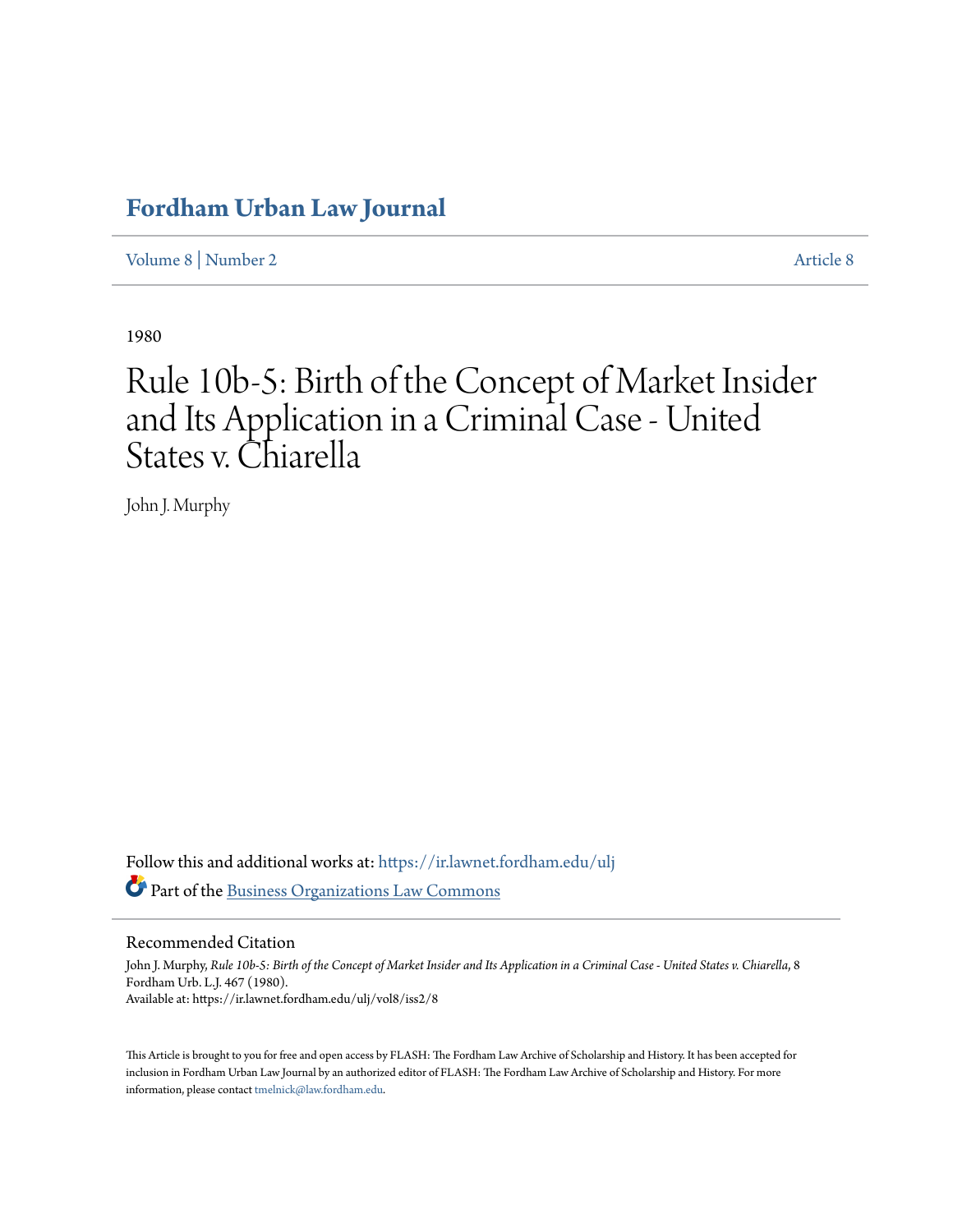# Fordham Urban Law Journal

Volume 8 | Number 2 Article 8

1980

# Rule 10b-5: Birth of the Concept of Market Insider and Its Application in a Criminal Case - United States v. Chiarella

John J. Murphy

Follow this and additional works at: https://ir.lawnet.fordham.edu/ulj

Part of the Business Organizations Law Commons

## Recommended Citation

John J. Murphy, *Rule 10b-5: Birth of the Concept of Market Insider and Its Application in a Criminal Case - United States v. Chiarella*, 8 Fordham Urb. L.J. 467 (1980).
Available at: https://ir.lawnet.fordham.edu/ulj/vol8/iss2/8

This Article is brought to you for free and open access by FLASH: The Fordham Law Archive of Scholarship and History. It has been accepted for inclusion in Fordham Urban Law Journal by an authorized editor of FLASH: The Fordham Law Archive of Scholarship and History. For more information, please contact tmelnick@law.fordham.edu.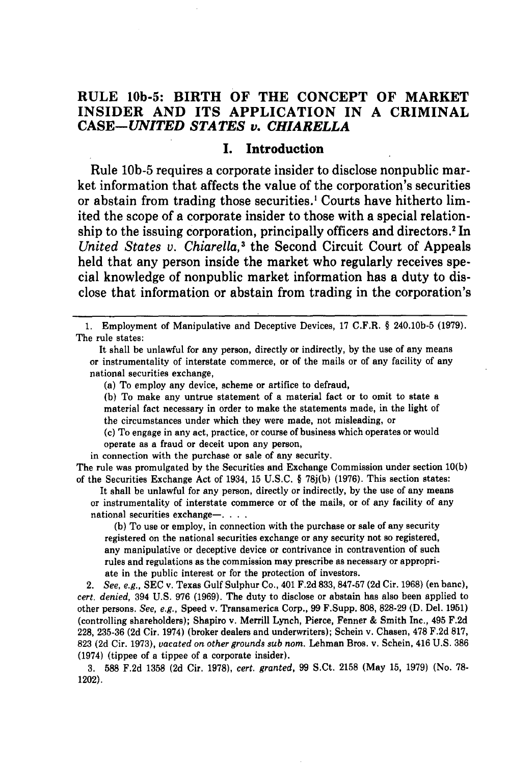# RULE 10b-5: BIRTH OF THE CONCEPT OF MARKET INSIDER AND ITS APPLICATION IN A CRIMINAL CASE—*UNITED STATES v. CHIARELLA*

## I. Introduction

Rule 10b-5 requires a corporate insider to disclose nonpublic market information that affects the value of the corporation's securities or abstain from trading those securities.[1] Courts have hitherto limited the scope of a corporate insider to those with a special relationship to the issuing corporation, principally officers and directors.[2] In *United States v. Chiarella*,[3] the Second Circuit Court of Appeals held that any person inside the market who regularly receives special knowledge of nonpublic market information has a duty to disclose that information or abstain from trading in the corporation's

---

1. Employment of Manipulative and Deceptive Devices, 17 C.F.R. § 240.10b-5 (1979). The rule states:

> It shall be unlawful for any person, directly or indirectly, by the use of any means or instrumentality of interstate commerce, or of the mails or of any facility of any national securities exchange,
>
> (a) To employ any device, scheme or artifice to defraud,
>
> (b) To make any untrue statement of a material fact or to omit to state a material fact necessary in order to make the statements made, in the light of the circumstances under which they were made, not misleading, or
>
> (c) To engage in any act, practice, or course of business which operates or would operate as a fraud or deceit upon any person,
>
> in connection with the purchase or sale of any security.

The rule was promulgated by the Securities and Exchange Commission under section 10(b) of the Securities Exchange Act of 1934, 15 U.S.C. § 78j(b) (1976). This section states:

> It shall be unlawful for any person, directly or indirectly, by the use of any means or instrumentality of interstate commerce or of the mails, or of any facility of any national securities exchange—. . . .
>
> (b) To use or employ, in connection with the purchase or sale of any security registered on the national securities exchange or any security not so registered, any manipulative or deceptive device or contrivance in contravention of such rules and regulations as the commission may prescribe as necessary or appropriate in the public interest or for the protection of investors.

2. *See, e.g.*, SEC v. Texas Gulf Sulphur Co., 401 F.2d 833, 847-57 (2d Cir. 1968) (en banc), *cert. denied*, 394 U.S. 976 (1969). The duty to disclose or abstain has also been applied to other persons. *See, e.g.*, Speed v. Transamerica Corp., 99 F.Supp. 808, 828-29 (D. Del. 1951) (controlling shareholders); Shapiro v. Merrill Lynch, Pierce, Fenner & Smith Inc., 495 F.2d 228, 235-36 (2d Cir. 1974) (broker dealers and underwriters); Schein v. Chasen, 478 F.2d 817, 823 (2d Cir. 1973), *vacated on other grounds sub nom.* Lehman Bros. v. Schein, 416 U.S. 386 (1974) (tippee of a tippee of a corporate insider).

3. 588 F.2d 1358 (2d Cir. 1978), *cert. granted*, 99 S.Ct. 2158 (May 15, 1979) (No. 78-1202).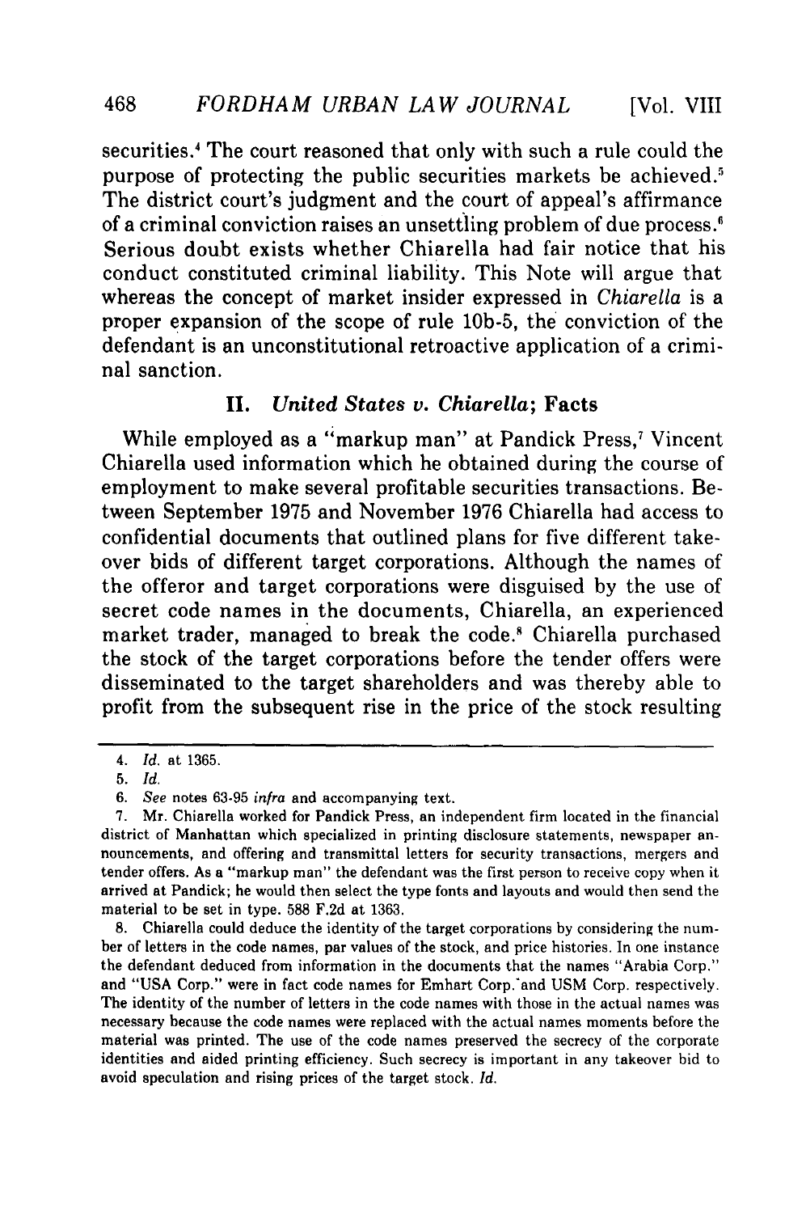securities.[4] The court reasoned that only with such a rule could the purpose of protecting the public securities markets be achieved.[5] The district court's judgment and the court of appeal's affirmance of a criminal conviction raises an unsettling problem of due process.[6] Serious doubt exists whether Chiarella had fair notice that his conduct constituted criminal liability. This Note will argue that whereas the concept of market insider expressed in *Chiarella* is a proper expansion of the scope of rule 10b-5, the conviction of the defendant is an unconstitutional retroactive application of a criminal sanction.

## II. *United States v. Chiarella*; Facts

While employed as a "markup man" at Pandick Press,[7] Vincent Chiarella used information which he obtained during the course of employment to make several profitable securities transactions. Between September 1975 and November 1976 Chiarella had access to confidential documents that outlined plans for five different takeover bids of different target corporations. Although the names of the offeror and target corporations were disguised by the use of secret code names in the documents, Chiarella, an experienced market trader, managed to break the code.[8] Chiarella purchased the stock of the target corporations before the tender offers were disseminated to the target shareholders and was thereby able to profit from the subsequent rise in the price of the stock resulting

---

4. *Id.* at 1365.

5. *Id.*

6. *See* notes 63-95 *infra* and accompanying text.

7. Mr. Chiarella worked for Pandick Press, an independent firm located in the financial district of Manhattan which specialized in printing disclosure statements, newspaper announcements, and offering and transmittal letters for security transactions, mergers and tender offers. As a "markup man" the defendant was the first person to receive copy when it arrived at Pandick; he would then select the type fonts and layouts and would then send the material to be set in type. 588 F.2d at 1363.

8. Chiarella could deduce the identity of the target corporations by considering the number of letters in the code names, par values of the stock, and price histories. In one instance the defendant deduced from information in the documents that the names "Arabia Corp." and "USA Corp." were in fact code names for Emhart Corp. and USM Corp. respectively. The identity of the number of letters in the code names with those in the actual names was necessary because the code names were replaced with the actual names moments before the material was printed. The use of the code names preserved the secrecy of the corporate identities and aided printing efficiency. Such secrecy is important in any takeover bid to avoid speculation and rising prices of the target stock. *Id.*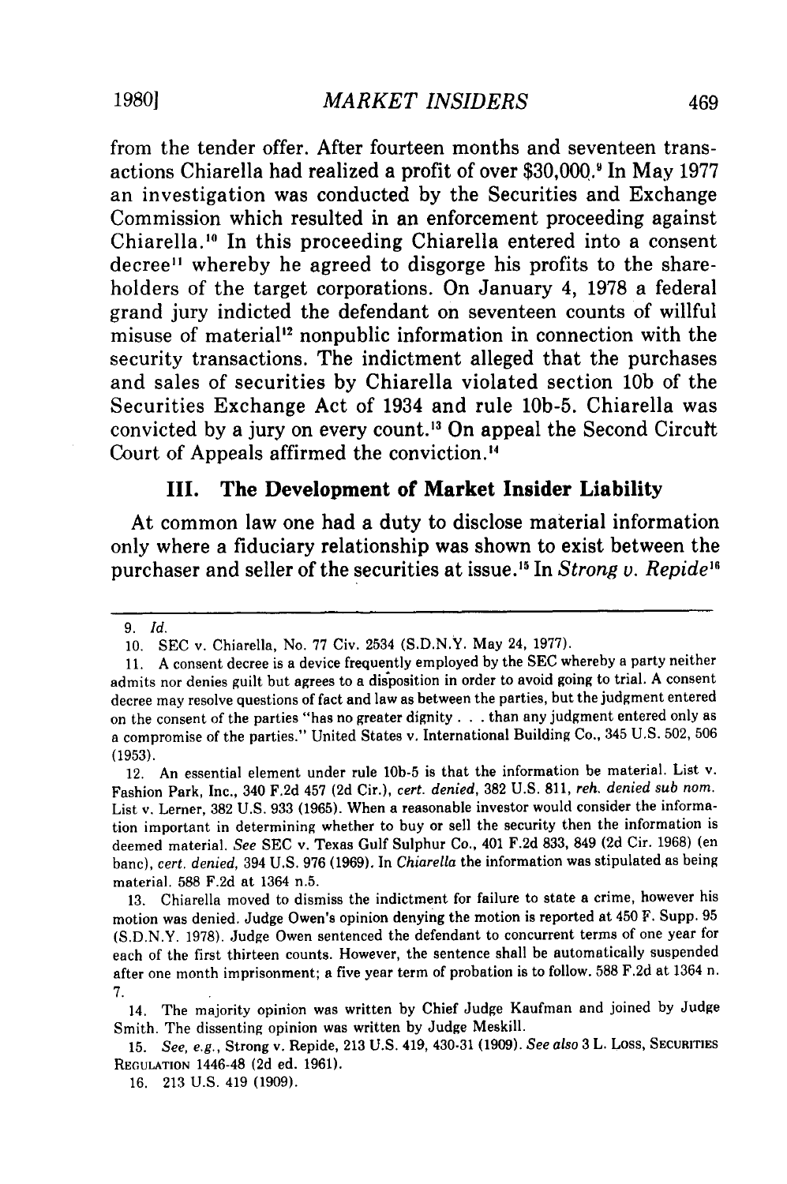from the tender offer. After fourteen months and seventeen transactions Chiarella had realized a profit of over $30,000.[9] In May 1977 an investigation was conducted by the Securities and Exchange Commission which resulted in an enforcement proceeding against Chiarella.[10] In this proceeding Chiarella entered into a consent decree[11] whereby he agreed to disgorge his profits to the shareholders of the target corporations. On January 4, 1978 a federal grand jury indicted the defendant on seventeen counts of willful misuse of material[12] nonpublic information in connection with the security transactions. The indictment alleged that the purchases and sales of securities by Chiarella violated section 10b of the Securities Exchange Act of 1934 and rule 10b-5. Chiarella was convicted by a jury on every count.[13] On appeal the Second Circuit Court of Appeals affirmed the conviction.[14]

## III. The Development of Market Insider Liability

At common law one had a duty to disclose material information only where a fiduciary relationship was shown to exist between the purchaser and seller of the securities at issue.[15] In *Strong v. Repide*[16]

---

9. *Id.*

10. SEC v. Chiarella, No. 77 Civ. 2534 (S.D.N.Y. May 24, 1977).

11. A consent decree is a device frequently employed by the SEC whereby a party neither admits nor denies guilt but agrees to a disposition in order to avoid going to trial. A consent decree may resolve questions of fact and law as between the parties, but the judgment entered on the consent of the parties "has no greater dignity . . . than any judgment entered only as a compromise of the parties." United States v. International Building Co., 345 U.S. 502, 506 (1953).

12. An essential element under rule 10b-5 is that the information be material. List v. Fashion Park, Inc., 340 F.2d 457 (2d Cir.), *cert. denied*, 382 U.S. 811, *reh. denied sub nom.* List v. Lerner, 382 U.S. 933 (1965). When a reasonable investor would consider the information important in determining whether to buy or sell the security then the information is deemed material. *See* SEC v. Texas Gulf Sulphur Co., 401 F.2d 833, 849 (2d Cir. 1968) (en banc), *cert. denied*, 394 U.S. 976 (1969). In *Chiarella* the information was stipulated as being material. 588 F.2d at 1364 n.5.

13. Chiarella moved to dismiss the indictment for failure to state a crime, however his motion was denied. Judge Owen's opinion denying the motion is reported at 450 F. Supp. 95 (S.D.N.Y. 1978). Judge Owen sentenced the defendant to concurrent terms of one year for each of the first thirteen counts. However, the sentence shall be automatically suspended after one month imprisonment; a five year term of probation is to follow. 588 F.2d at 1364 n. 7.

14. The majority opinion was written by Chief Judge Kaufman and joined by Judge Smith. The dissenting opinion was written by Judge Meskill.

15. *See, e.g.*, Strong v. Repide, 213 U.S. 419, 430-31 (1909). *See also* 3 L. Loss, Securities Regulation 1446-48 (2d ed. 1961).

16. 213 U.S. 419 (1909).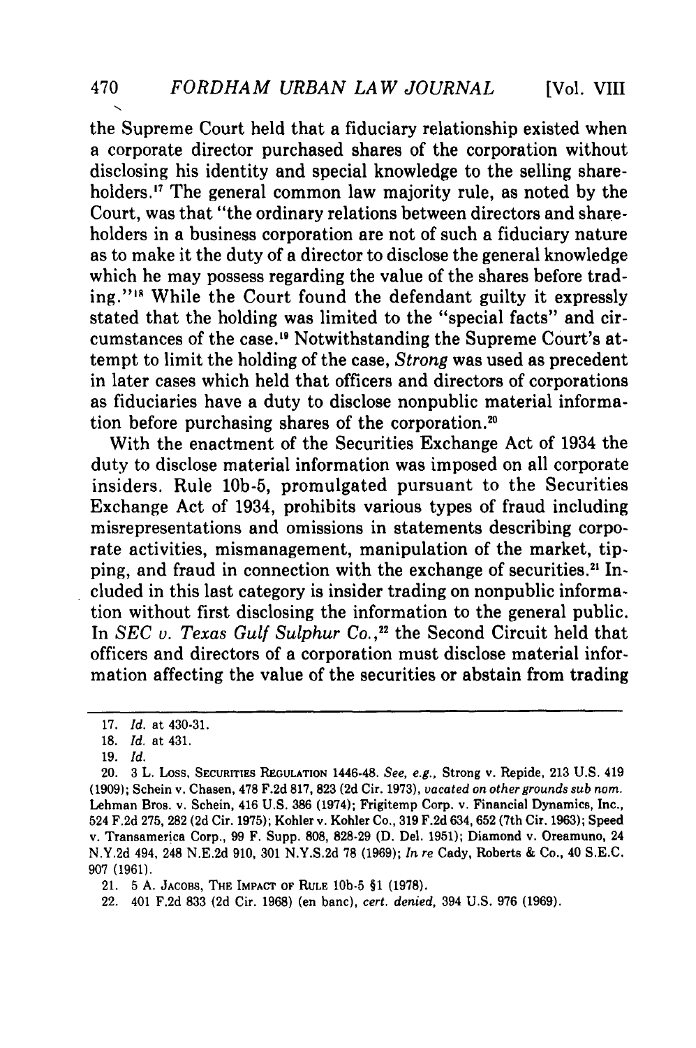the Supreme Court held that a fiduciary relationship existed when a corporate director purchased shares of the corporation without disclosing his identity and special knowledge to the selling shareholders.[17] The general common law majority rule, as noted by the Court, was that "the ordinary relations between directors and shareholders in a business corporation are not of such a fiduciary nature as to make it the duty of a director to disclose the general knowledge which he may possess regarding the value of the shares before trading."[18] While the Court found the defendant guilty it expressly stated that the holding was limited to the "special facts" and circumstances of the case.[19] Notwithstanding the Supreme Court's attempt to limit the holding of the case, *Strong* was used as precedent in later cases which held that officers and directors of corporations as fiduciaries have a duty to disclose nonpublic material information before purchasing shares of the corporation.[20]

With the enactment of the Securities Exchange Act of 1934 the duty to disclose material information was imposed on all corporate insiders. Rule 10b-5, promulgated pursuant to the Securities Exchange Act of 1934, prohibits various types of fraud including misrepresentations and omissions in statements describing corporate activities, mismanagement, manipulation of the market, tipping, and fraud in connection with the exchange of securities.[21] Included in this last category is insider trading on nonpublic information without first disclosing the information to the general public. In *SEC v. Texas Gulf Sulphur Co.*,[22] the Second Circuit held that officers and directors of a corporation must disclose material information affecting the value of the securities or abstain from trading

---

17. *Id.* at 430-31.

18. *Id.* at 431.

19. *Id.*

20. 3 L. Loss, Securities Regulation 1446-48. *See, e.g.*, Strong v. Repide, 213 U.S. 419 (1909); Schein v. Chasen, 478 F.2d 817, 823 (2d Cir. 1973), *vacated on other grounds sub nom.* Lehman Bros. v. Schein, 416 U.S. 386 (1974); Frigitemp Corp. v. Financial Dynamics, Inc., 524 F.2d 275, 282 (2d Cir. 1975); Kohler v. Kohler Co., 319 F.2d 634, 652 (7th Cir. 1963); Speed v. Transamerica Corp., 99 F. Supp. 808, 828-29 (D. Del. 1951); Diamond v. Oreamuno, 24 N.Y.2d 494, 248 N.E.2d 910, 301 N.Y.S.2d 78 (1969); *In re* Cady, Roberts & Co., 40 S.E.C. 907 (1961).

21. 5 A. Jacobs, The Impact of Rule 10b-5 §1 (1978).

22. 401 F.2d 833 (2d Cir. 1968) (en banc), *cert. denied*, 394 U.S. 976 (1969).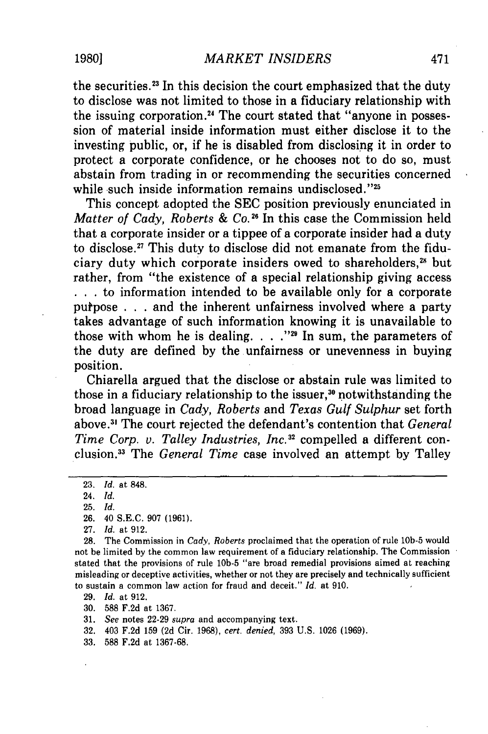the securities.[23] In this decision the court emphasized that the duty to disclose was not limited to those in a fiduciary relationship with the issuing corporation.[24] The court stated that "anyone in possession of material inside information must either disclose it to the investing public, or, if he is disabled from disclosing it in order to protect a corporate confidence, or he chooses not to do so, must abstain from trading in or recommending the securities concerned while such inside information remains undisclosed."[25]

This concept adopted the SEC position previously enunciated in *Matter of Cady, Roberts & Co.*[26] In this case the Commission held that a corporate insider or a tippee of a corporate insider had a duty to disclose.[27] This duty to disclose did not emanate from the fiduciary duty which corporate insiders owed to shareholders,[28] but rather, from "the existence of a special relationship giving access . . . to information intended to be available only for a corporate purpose . . . and the inherent unfairness involved where a party takes advantage of such information knowing it is unavailable to those with whom he is dealing. . . ."[29] In sum, the parameters of the duty are defined by the unfairness or unevenness in buying position.

Chiarella argued that the disclose or abstain rule was limited to those in a fiduciary relationship to the issuer,[30] notwithstanding the broad language in *Cady, Roberts* and *Texas Gulf Sulphur* set forth above.[31] The court rejected the defendant's contention that *General Time Corp. v. Talley Industries, Inc.*[32] compelled a different conclusion.[33] The *General Time* case involved an attempt by Talley

---

23. *Id.* at 848.

24. *Id.*

25. *Id.*

26. 40 S.E.C. 907 (1961).

27. *Id.* at 912.

28. The Commission in *Cady, Roberts* proclaimed that the operation of rule 10b-5 would not be limited by the common law requirement of a fiduciary relationship. The Commission stated that the provisions of rule 10b-5 "are broad remedial provisions aimed at reaching misleading or deceptive activities, whether or not they are precisely and technically sufficient to sustain a common law action for fraud and deceit." *Id.* at 910.

29. *Id.* at 912.

30. 588 F.2d at 1367.

31. *See* notes 22-29 *supra* and accompanying text.

32. 403 F.2d 159 (2d Cir. 1968), *cert. denied*, 393 U.S. 1026 (1969).

33. 588 F.2d at 1367-68.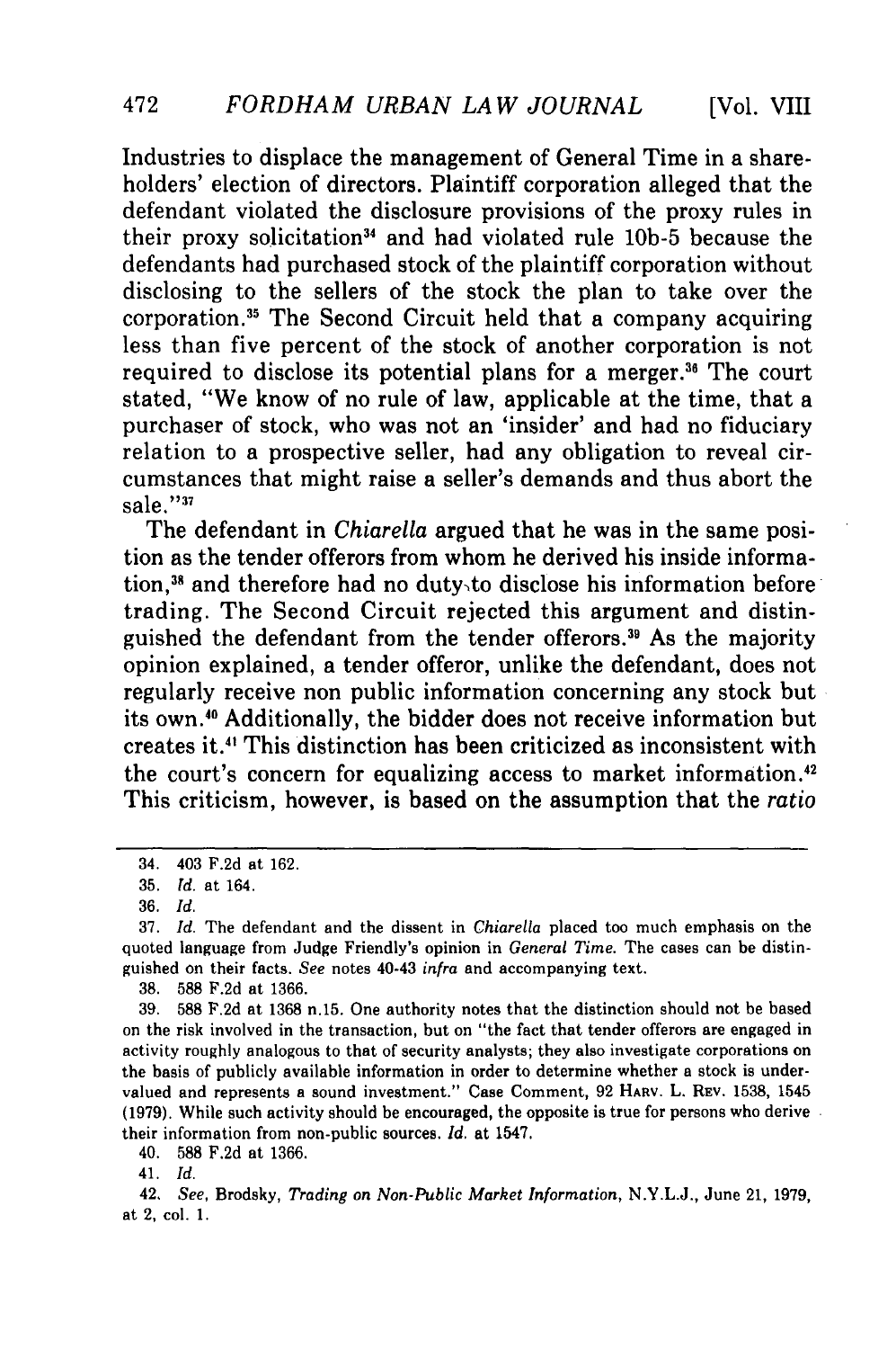Industries to displace the management of General Time in a shareholders' election of directors. Plaintiff corporation alleged that the defendant violated the disclosure provisions of the proxy rules in their proxy solicitation[34] and had violated rule 10b-5 because the defendants had purchased stock of the plaintiff corporation without disclosing to the sellers of the stock the plan to take over the corporation.[35] The Second Circuit held that a company acquiring less than five percent of the stock of another corporation is not required to disclose its potential plans for a merger.[36] The court stated, "We know of no rule of law, applicable at the time, that a purchaser of stock, who was not an 'insider' and had no fiduciary relation to a prospective seller, had any obligation to reveal circumstances that might raise a seller's demands and thus abort the sale."[37]

The defendant in *Chiarella* argued that he was in the same position as the tender offerors from whom he derived his inside information,[38] and therefore had no duty to disclose his information before trading. The Second Circuit rejected this argument and distinguished the defendant from the tender offerors.[39] As the majority opinion explained, a tender offeror, unlike the defendant, does not regularly receive non public information concerning any stock but its own.[40] Additionally, the bidder does not receive information but creates it.[41] This distinction has been criticized as inconsistent with the court's concern for equalizing access to market information.[42] This criticism, however, is based on the assumption that the *ratio*

---

34. 403 F.2d at 162.

35. *Id.* at 164.

36. *Id.*

37. *Id.* The defendant and the dissent in *Chiarella* placed too much emphasis on the quoted language from Judge Friendly's opinion in *General Time.* The cases can be distinguished on their facts. *See* notes 40-43 *infra* and accompanying text.

38. 588 F.2d at 1366.

39. 588 F.2d at 1368 n.15. One authority notes that the distinction should not be based on the risk involved in the transaction, but on "the fact that tender offerors are engaged in activity roughly analogous to that of security analysts; they also investigate corporations on the basis of publicly available information in order to determine whether a stock is undervalued and represents a sound investment." Case Comment, 92 HARV. L. REV. 1538, 1545 (1979). While such activity should be encouraged, the opposite is true for persons who derive their information from non-public sources. *Id.* at 1547.

40. 588 F.2d at 1366.

41. *Id.*

42. *See*, Brodsky, *Trading on Non-Public Market Information*, N.Y.L.J., June 21, 1979, at 2, col. 1.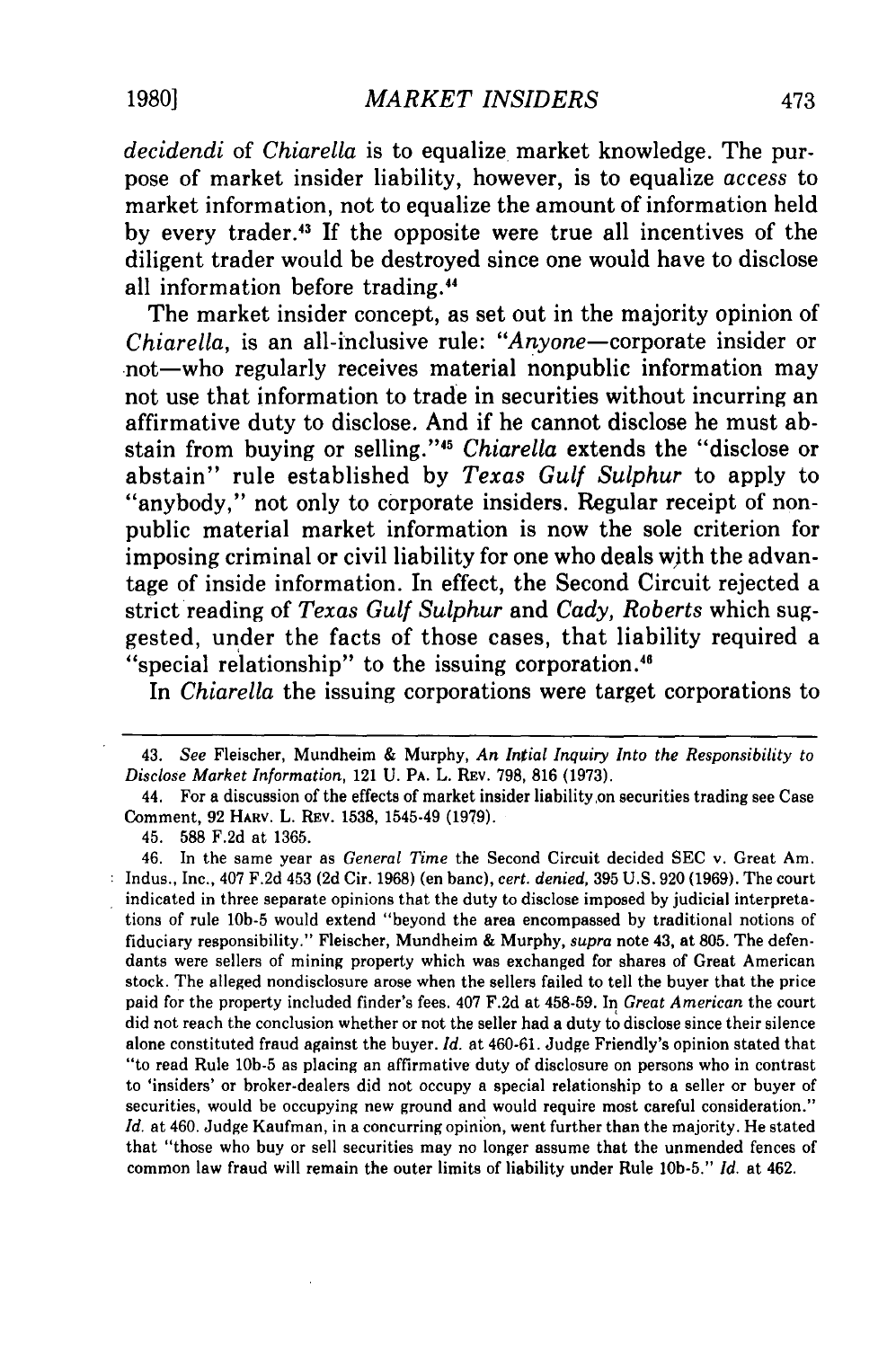*decidendi* of *Chiarella* is to equalize market knowledge. The purpose of market insider liability, however, is to equalize *access* to market information, not to equalize the amount of information held by every trader.[43] If the opposite were true all incentives of the diligent trader would be destroyed since one would have to disclose all information before trading.[44]

The market insider concept, as set out in the majority opinion of *Chiarella*, is an all-inclusive rule: "*Anyone*—corporate insider or not—who regularly receives material nonpublic information may not use that information to trade in securities without incurring an affirmative duty to disclose. And if he cannot disclose he must abstain from buying or selling."[45] *Chiarella* extends the "disclose or abstain" rule established by *Texas Gulf Sulphur* to apply to "anybody," not only to corporate insiders. Regular receipt of nonpublic material market information is now the sole criterion for imposing criminal or civil liability for one who deals with the advantage of inside information. In effect, the Second Circuit rejected a strict reading of *Texas Gulf Sulphur* and *Cady, Roberts* which suggested, under the facts of those cases, that liability required a "special relationship" to the issuing corporation.[46]

In *Chiarella* the issuing corporations were target corporations to

---

43. *See* Fleischer, Mundheim & Murphy, *An Intial Inquiry Into the Responsibility to Disclose Market Information*, 121 U. PA. L. REV. 798, 816 (1973).

44. For a discussion of the effects of market insider liability on securities trading see Case Comment, 92 HARV. L. REV. 1538, 1545-49 (1979).

45. 588 F.2d at 1365.

46. In the same year as *General Time* the Second Circuit decided SEC v. Great Am. Indus., Inc., 407 F.2d 453 (2d Cir. 1968) (en banc), *cert. denied*, 395 U.S. 920 (1969). The court indicated in three separate opinions that the duty to disclose imposed by judicial interpretations of rule 10b-5 would extend "beyond the area encompassed by traditional notions of fiduciary responsibility." Fleischer, Mundheim & Murphy, *supra* note 43, at 805. The defendants were sellers of mining property which was exchanged for shares of Great American stock. The alleged nondisclosure arose when the sellers failed to tell the buyer that the price paid for the property included finder's fees. 407 F.2d at 458-59. In *Great American* the court did not reach the conclusion whether or not the seller had a duty to disclose since their silence alone constituted fraud against the buyer. *Id.* at 460-61. Judge Friendly's opinion stated that "to read Rule 10b-5 as placing an affirmative duty of disclosure on persons who in contrast to 'insiders' or broker-dealers did not occupy a special relationship to a seller or buyer of securities, would be occupying new ground and would require most careful consideration." *Id.* at 460. Judge Kaufman, in a concurring opinion, went further than the majority. He stated that "those who buy or sell securities may no longer assume that the unmended fences of common law fraud will remain the outer limits of liability under Rule 10b-5." *Id.* at 462.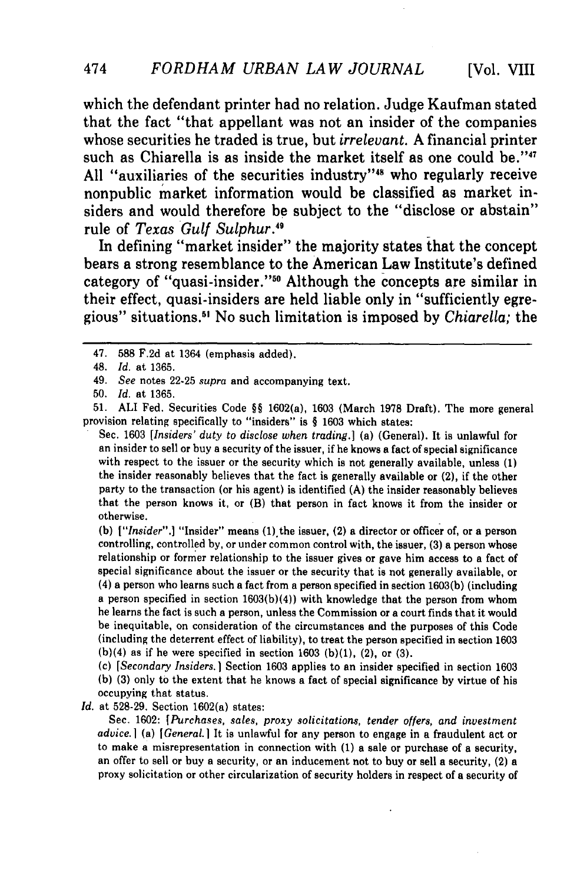which the defendant printer had no relation. Judge Kaufman stated that the fact "that appellant was not an insider of the companies whose securities he traded is true, but *irrelevant*. A financial printer such as Chiarella is as inside the market itself as one could be."[47] All "auxiliaries of the securities industry"[48] who regularly receive nonpublic market information would be classified as market insiders and would therefore be subject to the "disclose or abstain" rule of *Texas Gulf Sulphur*.[49]

In defining "market insider" the majority states that the concept bears a strong resemblance to the American Law Institute's defined category of "quasi-insider."[50] Although the concepts are similar in their effect, quasi-insiders are held liable only in "sufficiently egregious" situations.[51] No such limitation is imposed by *Chiarella;* the

---

47. 588 F.2d at 1364 (emphasis added).

48. *Id.* at 1365.

49. *See* notes 22-25 *supra* and accompanying text.

50. *Id.* at 1365.

51. ALI Fed. Securities Code §§ 1602(a), 1603 (March 1978 Draft). The more general provision relating specifically to "insiders" is § 1603 which states:

Sec. 1603 [*Insiders' duty to disclose when trading.*] (a) (General). It is unlawful for an insider to sell or buy a security of the issuer, if he knows a fact of special significance with respect to the issuer or the security which is not generally available, unless (1) the insider reasonably believes that the fact is generally available or (2), if the other party to the transaction (or his agent) is identified (A) the insider reasonably believes that the person knows it, or (B) that person in fact knows it from the insider or otherwise.

(b) ["*Insider*".] "Insider" means (1) the issuer, (2) a director or officer of, or a person controlling, controlled by, or under common control with, the issuer, (3) a person whose relationship or former relationship to the issuer gives or gave him access to a fact of special significance about the issuer or the security that is not generally available, or (4) a person who learns such a fact from a person specified in section 1603(b) (including a person specified in section 1603(b)(4)) with knowledge that the person from whom he learns the fact is such a person, unless the Commission or a court finds that it would be inequitable, on consideration of the circumstances and the purposes of this Code (including the deterrent effect of liability), to treat the person specified in section 1603 (b)(4) as if he were specified in section 1603 (b)(1), (2), or (3).

(c) [*Secondary Insiders.*] Section 1603 applies to an insider specified in section 1603 (b) (3) only to the extent that he knows a fact of special significance by virtue of his occupying that status.

*Id.* at 528-29. Section 1602(a) states:

Sec. 1602: [*Purchases, sales, proxy solicitations, tender offers, and investment advice.*] (a) [*General.*] It is unlawful for any person to engage in a fraudulent act or to make a misrepresentation in connection with (1) a sale or purchase of a security, an offer to sell or buy a security, or an inducement not to buy or sell a security, (2) a proxy solicitation or other circularization of security holders in respect of a security of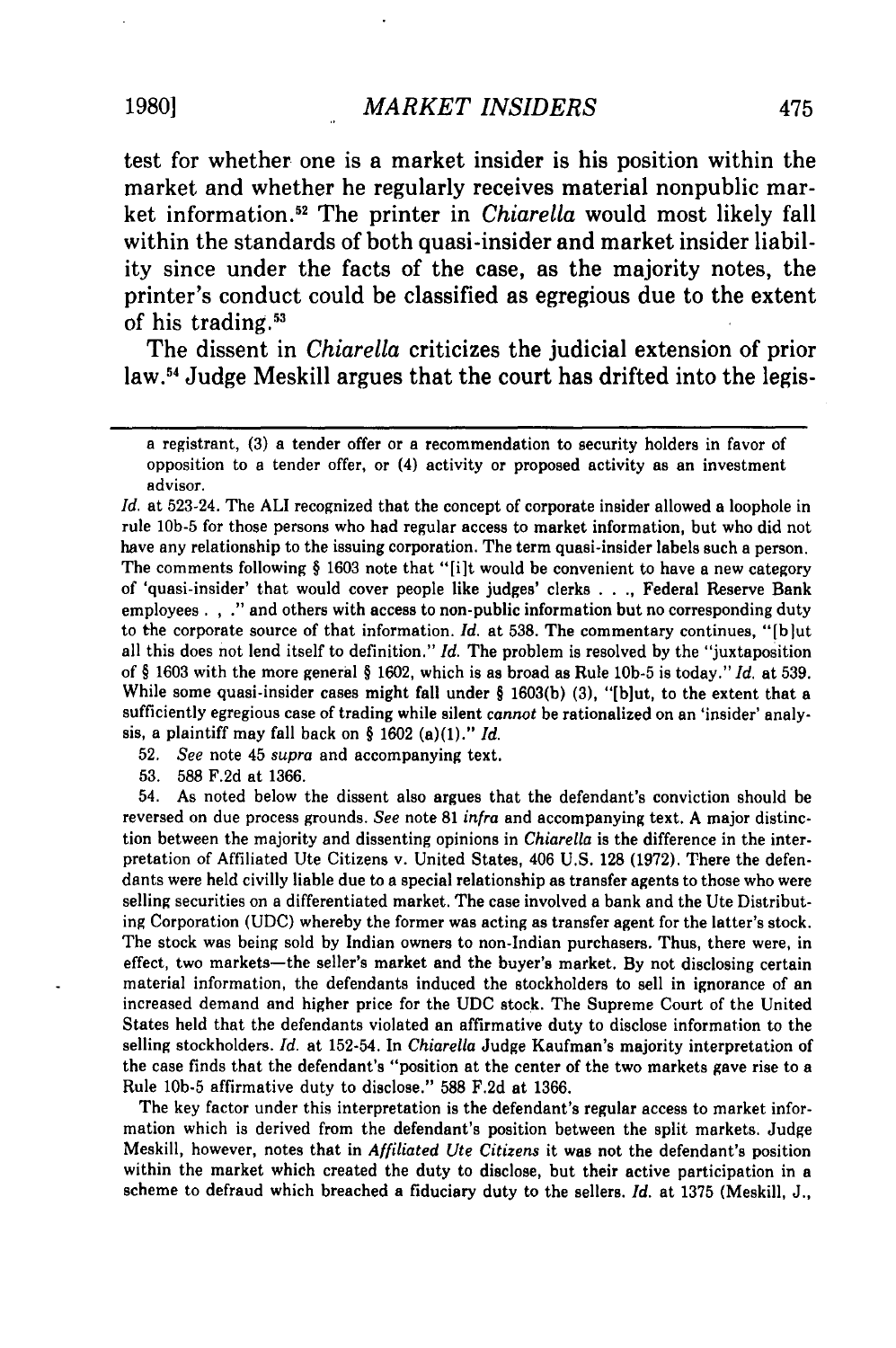test for whether one is a market insider is his position within the market and whether he regularly receives material nonpublic market information.[52] The printer in *Chiarella* would most likely fall within the standards of both quasi-insider and market insider liability since under the facts of the case, as the majority notes, the printer's conduct could be classified as egregious due to the extent of his trading.[53]

The dissent in *Chiarella* criticizes the judicial extension of prior law.[54] Judge Meskill argues that the court has drifted into the legis-

---

a registrant, (3) a tender offer or a recommendation to security holders in favor of opposition to a tender offer, or (4) activity or proposed activity as an investment advisor.

*Id.* at 523-24. The ALI recognized that the concept of corporate insider allowed a loophole in rule 10b-5 for those persons who had regular access to market information, but who did not have any relationship to the issuing corporation. The term quasi-insider labels such a person. The comments following § 1603 note that "[i]t would be convenient to have a new category of 'quasi-insider' that would cover people like judges' clerks . . ., Federal Reserve Bank employees . , ." and others with access to non-public information but no corresponding duty to the corporate source of that information. *Id.* at 538. The commentary continues, "[b]ut all this does not lend itself to definition." *Id.* The problem is resolved by the "juxtaposition of § 1603 with the more general § 1602, which is as broad as Rule 10b-5 is today." *Id.* at 539. While some quasi-insider cases might fall under § 1603(b) (3), "[b]ut, to the extent that a sufficiently egregious case of trading while silent *cannot* be rationalized on an 'insider' analysis, a plaintiff may fall back on § 1602 (a)(1)." *Id.*

52. *See* note 45 *supra* and accompanying text.

53. 588 F.2d at 1366.

54. As noted below the dissent also argues that the defendant's conviction should be reversed on due process grounds. *See* note 81 *infra* and accompanying text. A major distinction between the majority and dissenting opinions in *Chiarella* is the difference in the interpretation of Affiliated Ute Citizens v. United States, 406 U.S. 128 (1972). There the defendants were held civilly liable due to a special relationship as transfer agents to those who were selling securities on a differentiated market. The case involved a bank and the Ute Distributing Corporation (UDC) whereby the former was acting as transfer agent for the latter's stock. The stock was being sold by Indian owners to non-Indian purchasers. Thus, there were, in effect, two markets—the seller's market and the buyer's market. By not disclosing certain material information, the defendants induced the stockholders to sell in ignorance of an increased demand and higher price for the UDC stock. The Supreme Court of the United States held that the defendants violated an affirmative duty to disclose information to the selling stockholders. *Id.* at 152-54. In *Chiarella* Judge Kaufman's majority interpretation of the case finds that the defendant's "position at the center of the two markets gave rise to a Rule 10b-5 affirmative duty to disclose." 588 F.2d at 1366.

The key factor under this interpretation is the defendant's regular access to market information which is derived from the defendant's position between the split markets. Judge Meskill, however, notes that in *Affiliated Ute Citizens* it was not the defendant's position within the market which created the duty to disclose, but their active participation in a scheme to defraud which breached a fiduciary duty to the sellers. *Id.* at 1375 (Meskill, J.,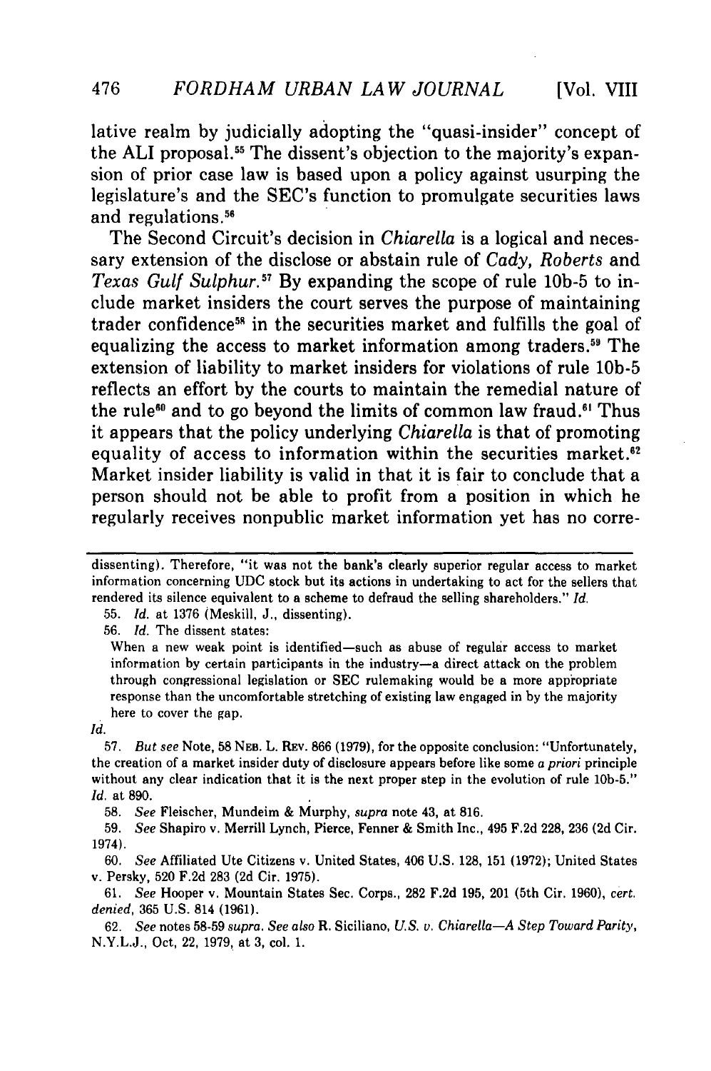lative realm by judicially adopting the "quasi-insider" concept of the ALI proposal.[55] The dissent's objection to the majority's expansion of prior case law is based upon a policy against usurping the legislature's and the SEC's function to promulgate securities laws and regulations.[56]

The Second Circuit's decision in *Chiarella* is a logical and necessary extension of the disclose or abstain rule of *Cady, Roberts* and *Texas Gulf Sulphur*.[57] By expanding the scope of rule 10b-5 to include market insiders the court serves the purpose of maintaining trader confidence[58] in the securities market and fulfills the goal of equalizing the access to market information among traders.[59] The extension of liability to market insiders for violations of rule 10b-5 reflects an effort by the courts to maintain the remedial nature of the rule[60] and to go beyond the limits of common law fraud.[61] Thus it appears that the policy underlying *Chiarella* is that of promoting equality of access to information within the securities market.[62] Market insider liability is valid in that it is fair to conclude that a person should not be able to profit from a position in which he regularly receives nonpublic market information yet has no corre-

---

dissenting). Therefore, "it was not the bank's clearly superior regular access to market information concerning UDC stock but its actions in undertaking to act for the sellers that rendered its silence equivalent to a scheme to defraud the selling shareholders." *Id.*

55. *Id.* at 1376 (Meskill, J., dissenting).

56. *Id.* The dissent states:

> When a new weak point is identified—such as abuse of regular access to market information by certain participants in the industry—a direct attack on the problem through congressional legislation or SEC rulemaking would be a more appropriate response than the uncomfortable stretching of existing law engaged in by the majority here to cover the gap.

*Id.*

57. *But see* Note, 58 NEB. L. REV. 866 (1979), for the opposite conclusion: "Unfortunately, the creation of a market insider duty of disclosure appears before like some *a priori* principle without any clear indication that it is the next proper step in the evolution of rule 10b-5." *Id.* at 890.

58. *See* Fleischer, Mundeim & Murphy, *supra* note 43, at 816.

59. *See* Shapiro v. Merrill Lynch, Pierce, Fenner & Smith Inc., 495 F.2d 228, 236 (2d Cir. 1974).

60. *See* Affiliated Ute Citizens v. United States, 406 U.S. 128, 151 (1972); United States v. Persky, 520 F.2d 283 (2d Cir. 1975).

61. *See* Hooper v. Mountain States Sec. Corps., 282 F.2d 195, 201 (5th Cir. 1960), *cert. denied*, 365 U.S. 814 (1961).

62. *See* notes 58-59 *supra*. *See also* R. Siciliano, *U.S. v. Chiarella—A Step Toward Parity*, N.Y.L.J., Oct, 22, 1979, at 3, col. 1.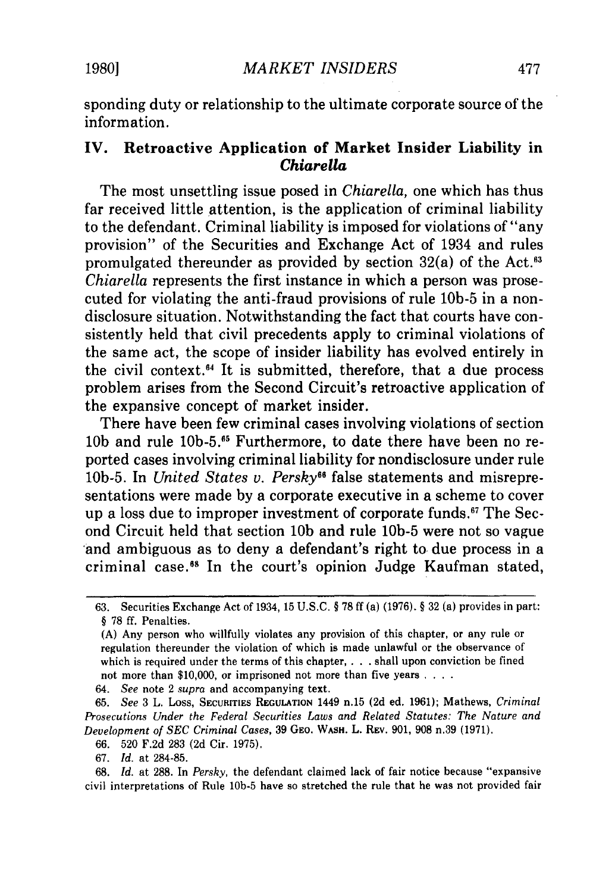sponding duty or relationship to the ultimate corporate source of the information.

## IV. Retroactive Application of Market Insider Liability in *Chiarella*

The most unsettling issue posed in *Chiarella*, one which has thus far received little attention, is the application of criminal liability to the defendant. Criminal liability is imposed for violations of "any provision" of the Securities and Exchange Act of 1934 and rules promulgated thereunder as provided by section 32(a) of the Act.[63] *Chiarella* represents the first instance in which a person was prosecuted for violating the anti-fraud provisions of rule 10b-5 in a nondisclosure situation. Notwithstanding the fact that courts have consistently held that civil precedents apply to criminal violations of the same act, the scope of insider liability has evolved entirely in the civil context.[64] It is submitted, therefore, that a due process problem arises from the Second Circuit's retroactive application of the expansive concept of market insider.

There have been few criminal cases involving violations of section 10b and rule 10b-5.[65] Furthermore, to date there have been no reported cases involving criminal liability for nondisclosure under rule 10b-5. In *United States v. Persky*[66] false statements and misrepresentations were made by a corporate executive in a scheme to cover up a loss due to improper investment of corporate funds.[67] The Second Circuit held that section 10b and rule 10b-5 were not so vague and ambiguous as to deny a defendant's right to due process in a criminal case.[68] In the court's opinion Judge Kaufman stated,

---

63. Securities Exchange Act of 1934, 15 U.S.C. § 78 ff (a) (1976). § 32 (a) provides in part: § 78 ff. Penalties.

(A) Any person who willfully violates any provision of this chapter, or any rule or regulation thereunder the violation of which is made unlawful or the observance of which is required under the terms of this chapter, . . . shall upon conviction be fined not more than $10,000, or imprisoned not more than five years . . . .

64. *See* note 2 *supra* and accompanying text.

65. *See* 3 L. Loss, Securities Regulation 1449 n.15 (2d ed. 1961); Mathews, *Criminal Prosecutions Under the Federal Securities Laws and Related Statutes: The Nature and Development of SEC Criminal Cases*, 39 Geo. Wash. L. Rev. 901, 908 n.39 (1971).

66. 520 F.2d 283 (2d Cir. 1975).

67. *Id.* at 284-85.

68. *Id.* at 288. In *Persky*, the defendant claimed lack of fair notice because "expansive civil interpretations of Rule 10b-5 have so stretched the rule that he was not provided fair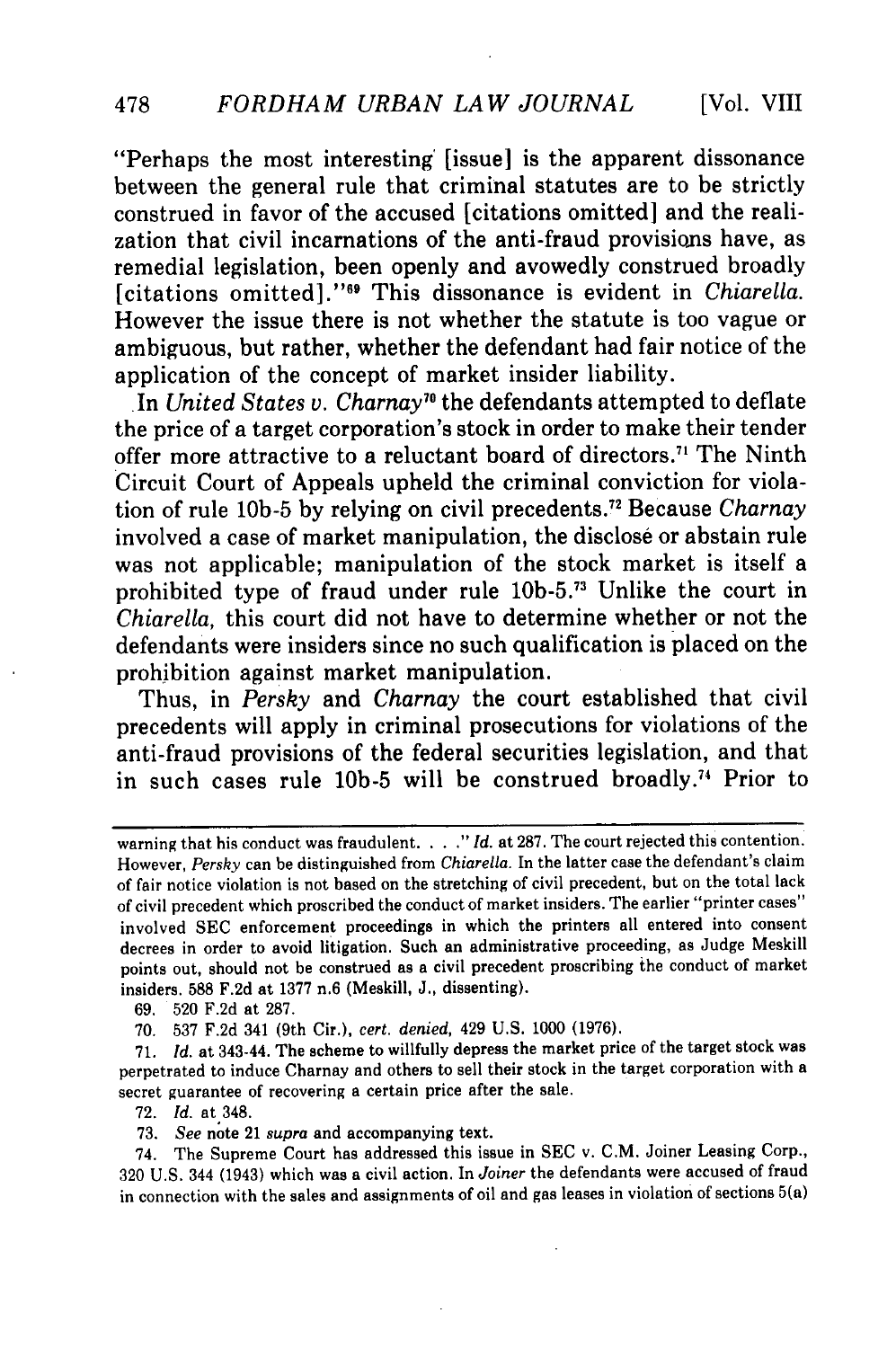"Perhaps the most interesting [issue] is the apparent dissonance between the general rule that criminal statutes are to be strictly construed in favor of the accused [citations omitted] and the realization that civil incarnations of the anti-fraud provisions have, as remedial legislation, been openly and avowedly construed broadly [citations omitted]."[69] This dissonance is evident in *Chiarella*. However the issue there is not whether the statute is too vague or ambiguous, but rather, whether the defendant had fair notice of the application of the concept of market insider liability.

In *United States v. Charnay*[70] the defendants attempted to deflate the price of a target corporation's stock in order to make their tender offer more attractive to a reluctant board of directors.[71] The Ninth Circuit Court of Appeals upheld the criminal conviction for violation of rule 10b-5 by relying on civil precedents.[72] Because *Charnay* involved a case of market manipulation, the disclosé or abstain rule was not applicable; manipulation of the stock market is itself a prohibited type of fraud under rule 10b-5.[73] Unlike the court in *Chiarella*, this court did not have to determine whether or not the defendants were insiders since no such qualification is placed on the prohibition against market manipulation.

Thus, in *Persky* and *Charnay* the court established that civil precedents will apply in criminal prosecutions for violations of the anti-fraud provisions of the federal securities legislation, and that in such cases rule 10b-5 will be construed broadly.[74] Prior to

---

warning that his conduct was fraudulent. . . ." *Id.* at 287. The court rejected this contention. However, *Persky* can be distinguished from *Chiarella*. In the latter case the defendant's claim of fair notice violation is not based on the stretching of civil precedent, but on the total lack of civil precedent which proscribed the conduct of market insiders. The earlier "printer cases" involved SEC enforcement proceedings in which the printers all entered into consent decrees in order to avoid litigation. Such an administrative proceeding, as Judge Meskill points out, should not be construed as a civil precedent proscribing the conduct of market insiders. 588 F.2d at 1377 n.6 (Meskill, J., dissenting).

69. 520 F.2d at 287.

70. 537 F.2d 341 (9th Cir.), *cert. denied*, 429 U.S. 1000 (1976).

71. *Id.* at 343-44. The scheme to willfully depress the market price of the target stock was perpetrated to induce Charnay and others to sell their stock in the target corporation with a secret guarantee of recovering a certain price after the sale.

72. *Id.* at 348.

73. *See* note 21 *supra* and accompanying text.

74. The Supreme Court has addressed this issue in SEC v. C.M. Joiner Leasing Corp., 320 U.S. 344 (1943) which was a civil action. In *Joiner* the defendants were accused of fraud in connection with the sales and assignments of oil and gas leases in violation of sections 5(a)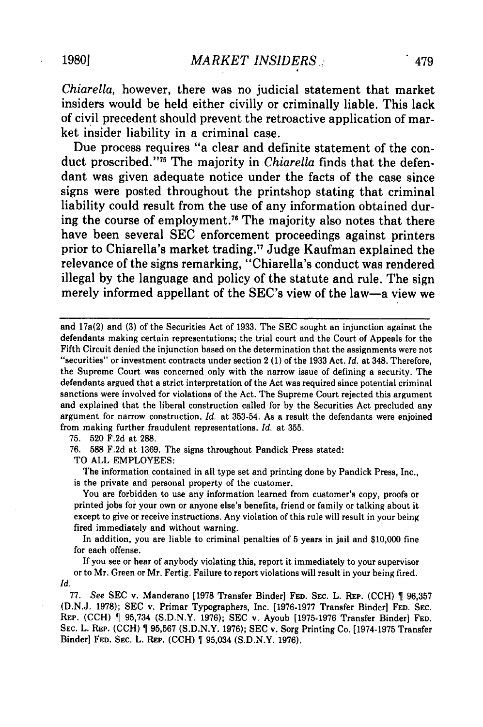*Chiarella*, however, there was no judicial statement that market insiders would be held either civilly or criminally liable. This lack of civil precedent should prevent the retroactive application of market insider liability in a criminal case.

Due process requires "a clear and definite statement of the conduct proscribed."[75] The majority in *Chiarella* finds that the defendant was given adequate notice under the facts of the case since signs were posted throughout the printshop stating that criminal liability could result from the use of any information obtained during the course of employment.[76] The majority also notes that there have been several SEC enforcement proceedings against printers prior to Chiarella's market trading.[77] Judge Kaufman explained the relevance of the signs remarking, "Chiarella's conduct was rendered illegal by the language and policy of the statute and rule. The sign merely informed appellant of the SEC's view of the law—a view we

---

and 17a(2) and (3) of the Securities Act of 1933. The SEC sought an injunction against the defendants making certain representations; the trial court and the Court of Appeals for the Fifth Circuit denied the injunction based on the determination that the assignments were not "securities" or investment contracts under section 2 (1) of the 1933 Act. *Id.* at 348. Therefore, the Supreme Court was concerned only with the narrow issue of defining a security. The defendants argued that a strict interpretation of the Act was required since potential criminal sanctions were involved for violations of the Act. The Supreme Court rejected this argument and explained that the liberal construction called for by the Securities Act precluded any argument for narrow construction. *Id.* at 353-54. As a result the defendants were enjoined from making further fraudulent representations. *Id.* at 355.

75. 520 F.2d at 288.

76. 588 F.2d at 1369. The signs throughout Pandick Press stated:

TO ALL EMPLOYEES:

The information contained in all type set and printing done by Pandick Press, Inc., is the private and personal property of the customer.

You are forbidden to use any information learned from customer's copy, proofs or printed jobs for your own or anyone else's benefits, friend or family or talking about it except to give or receive instructions. Any violation of this rule will result in your being fired immediately and without warning.

In addition, you are liable to criminal penalties of 5 years in jail and $10,000 fine for each offense.

If you see or hear of anybody violating this, report it immediately to your supervisor or to Mr. Green or Mr. Fertig. Failure to report violations will result in your being fired.

*Id.*

77. *See* SEC v. Manderano [1978 Transfer Binder] FED. SEC. L. REP. (CCH) ¶ 96,357 (D.N.J. 1978); SEC v. Primar Typographers, Inc. [1976-1977 Transfer Binder] FED. SEC. REP. (CCH) ¶ 95,734 (S.D.N.Y. 1976); SEC v. Ayoub [1975-1976 Transfer Binder] FED. SEC. L. REP. (CCH) ¶ 95,567 (S.D.N.Y. 1976); SEC v. Sorg Printing Co. [1974-1975 Transfer Binder] FED. SEC. L. REP. (CCH) ¶ 95,034 (S.D.N.Y. 1976).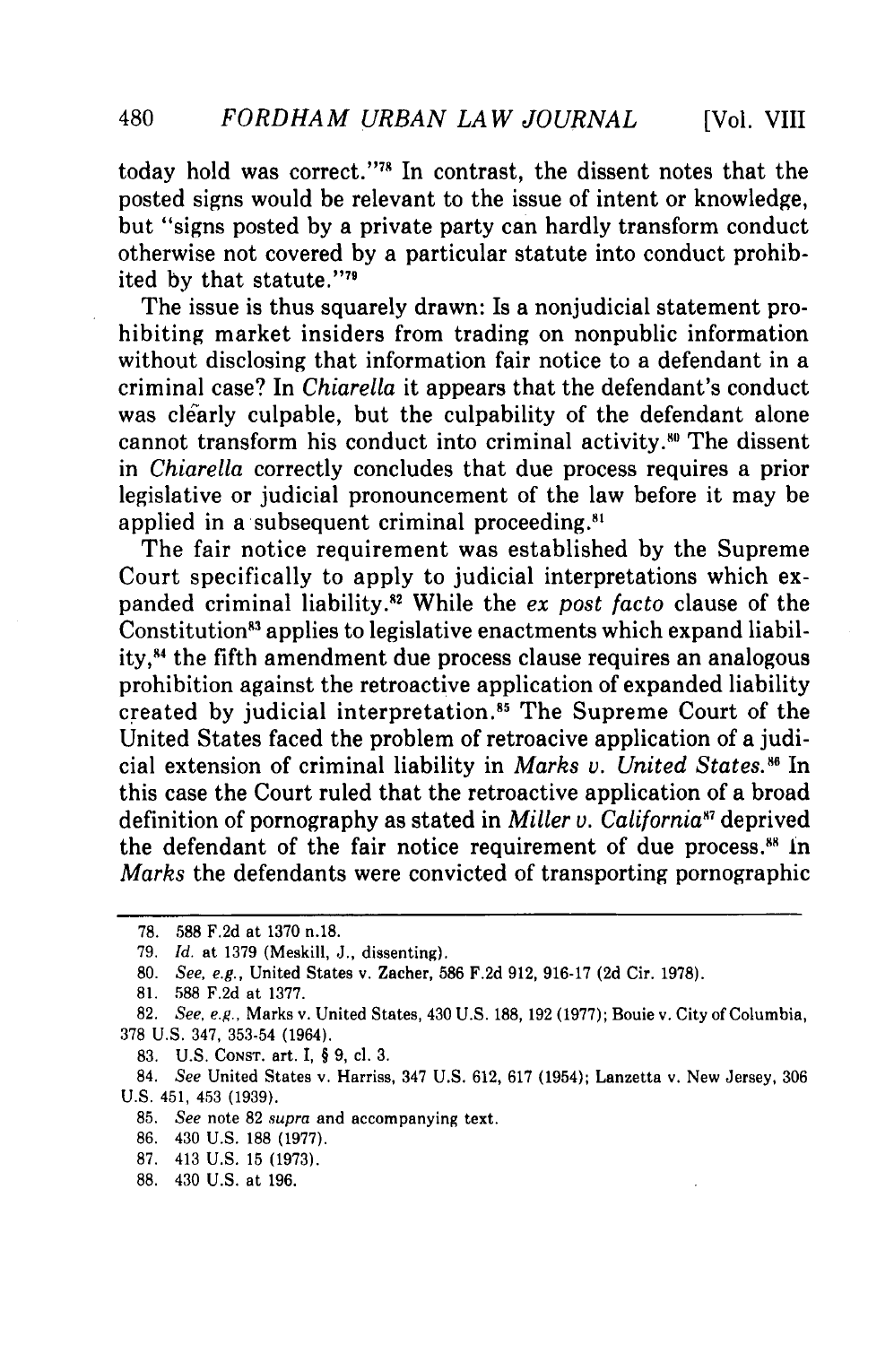today hold was correct."[78] In contrast, the dissent notes that the posted signs would be relevant to the issue of intent or knowledge, but "signs posted by a private party can hardly transform conduct otherwise not covered by a particular statute into conduct prohibited by that statute."[79]

The issue is thus squarely drawn: Is a nonjudicial statement prohibiting market insiders from trading on nonpublic information without disclosing that information fair notice to a defendant in a criminal case? In *Chiarella* it appears that the defendant's conduct was clearly culpable, but the culpability of the defendant alone cannot transform his conduct into criminal activity.[80] The dissent in *Chiarella* correctly concludes that due process requires a prior legislative or judicial pronouncement of the law before it may be applied in a subsequent criminal proceeding.[81]

The fair notice requirement was established by the Supreme Court specifically to apply to judicial interpretations which expanded criminal liability.[82] While the *ex post facto* clause of the Constitution[83] applies to legislative enactments which expand liability,[84] the fifth amendment due process clause requires an analogous prohibition against the retroactive application of expanded liability created by judicial interpretation.[85] The Supreme Court of the United States faced the problem of retroacive application of a judicial extension of criminal liability in *Marks v. United States.*[86] In this case the Court ruled that the retroactive application of a broad definition of pornography as stated in *Miller v. California*[87] deprived the defendant of the fair notice requirement of due process.[88] In *Marks* the defendants were convicted of transporting pornographic

---

78. 588 F.2d at 1370 n.18.

79. *Id.* at 1379 (Meskill, J., dissenting).

80. *See, e.g.*, United States v. Zacher, 586 F.2d 912, 916-17 (2d Cir. 1978).

81. 588 F.2d at 1377.

82. *See, e.g.*, Marks v. United States, 430 U.S. 188, 192 (1977); Bouie v. City of Columbia, 378 U.S. 347, 353-54 (1964).

83. U.S. CONST. art. I, § 9, cl. 3.

84. *See* United States v. Harriss, 347 U.S. 612, 617 (1954); Lanzetta v. New Jersey, 306 U.S. 451, 453 (1939).

85. *See* note 82 *supra* and accompanying text.

86. 430 U.S. 188 (1977).

87. 413 U.S. 15 (1973).

88. 430 U.S. at 196.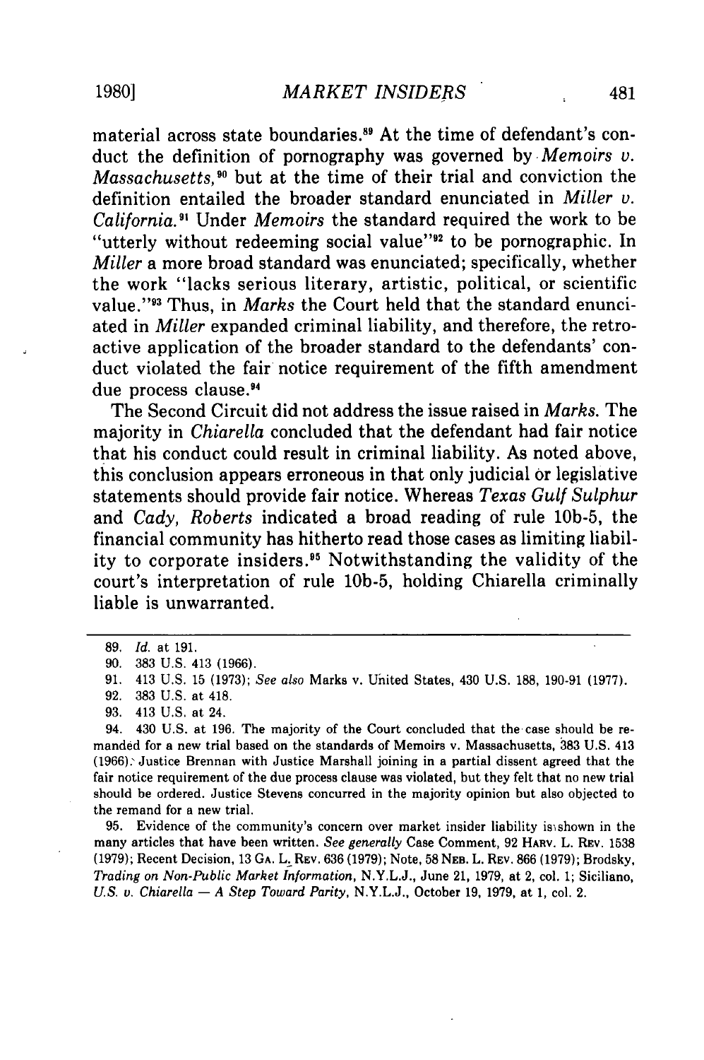material across state boundaries.[89] At the time of defendant's conduct the definition of pornography was governed by *Memoirs v. Massachusetts*,[90] but at the time of their trial and conviction the definition entailed the broader standard enunciated in *Miller v. California*.[91] Under *Memoirs* the standard required the work to be "utterly without redeeming social value"[92] to be pornographic. In *Miller* a more broad standard was enunciated; specifically, whether the work "lacks serious literary, artistic, political, or scientific value."[93] Thus, in *Marks* the Court held that the standard enunciated in *Miller* expanded criminal liability, and therefore, the retroactive application of the broader standard to the defendants' conduct violated the fair notice requirement of the fifth amendment due process clause.[94]

The Second Circuit did not address the issue raised in *Marks*. The majority in *Chiarella* concluded that the defendant had fair notice that his conduct could result in criminal liability. As noted above, this conclusion appears erroneous in that only judicial or legislative statements should provide fair notice. Whereas *Texas Gulf Sulphur* and *Cady, Roberts* indicated a broad reading of rule 10b-5, the financial community has hitherto read those cases as limiting liability to corporate insiders.[95] Notwithstanding the validity of the court's interpretation of rule 10b-5, holding Chiarella criminally liable is unwarranted.

---

89. *Id.* at 191.

90. 383 U.S. 413 (1966).

91. 413 U.S. 15 (1973); *See also* Marks v. United States, 430 U.S. 188, 190-91 (1977).

92. 383 U.S. at 418.

93. 413 U.S. at 24.

94. 430 U.S. at 196. The majority of the Court concluded that the case should be remanded for a new trial based on the standards of Memoirs v. Massachusetts, 383 U.S. 413 (1966). Justice Brennan with Justice Marshall joining in a partial dissent agreed that the fair notice requirement of the due process clause was violated, but they felt that no new trial should be ordered. Justice Stevens concurred in the majority opinion but also objected to the remand for a new trial.

95. Evidence of the community's concern over market insider liability is shown in the many articles that have been written. *See generally* Case Comment, 92 HARV. L. REV. 1538 (1979); Recent Decision, 13 GA. L. REV. 636 (1979); Note, 58 NEB. L. REV. 866 (1979); Brodsky, *Trading on Non-Public Market Information*, N.Y.L.J., June 21, 1979, at 2, col. 1; Siciliano, *U.S. v. Chiarella — A Step Toward Parity*, N.Y.L.J., October 19, 1979, at 1, col. 2.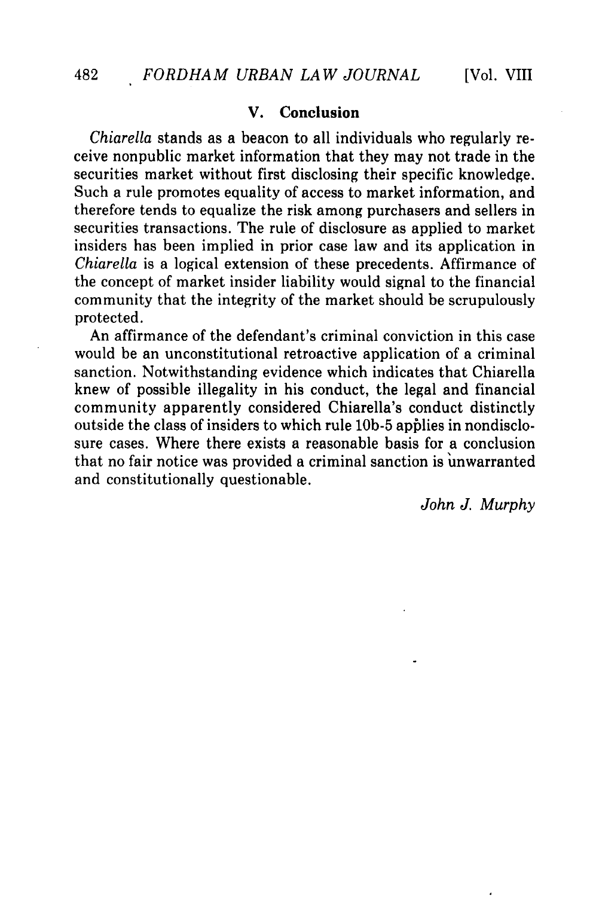## V. Conclusion

*Chiarella* stands as a beacon to all individuals who regularly receive nonpublic market information that they may not trade in the securities market without first disclosing their specific knowledge. Such a rule promotes equality of access to market information, and therefore tends to equalize the risk among purchasers and sellers in securities transactions. The rule of disclosure as applied to market insiders has been implied in prior case law and its application in *Chiarella* is a logical extension of these precedents. Affirmance of the concept of market insider liability would signal to the financial community that the integrity of the market should be scrupulously protected.

An affirmance of the defendant's criminal conviction in this case would be an unconstitutional retroactive application of a criminal sanction. Notwithstanding evidence which indicates that Chiarella knew of possible illegality in his conduct, the legal and financial community apparently considered Chiarella's conduct distinctly outside the class of insiders to which rule 10b-5 applies in nondisclosure cases. Where there exists a reasonable basis for a conclusion that no fair notice was provided a criminal sanction is unwarranted and constitutionally questionable.

*John J. Murphy*